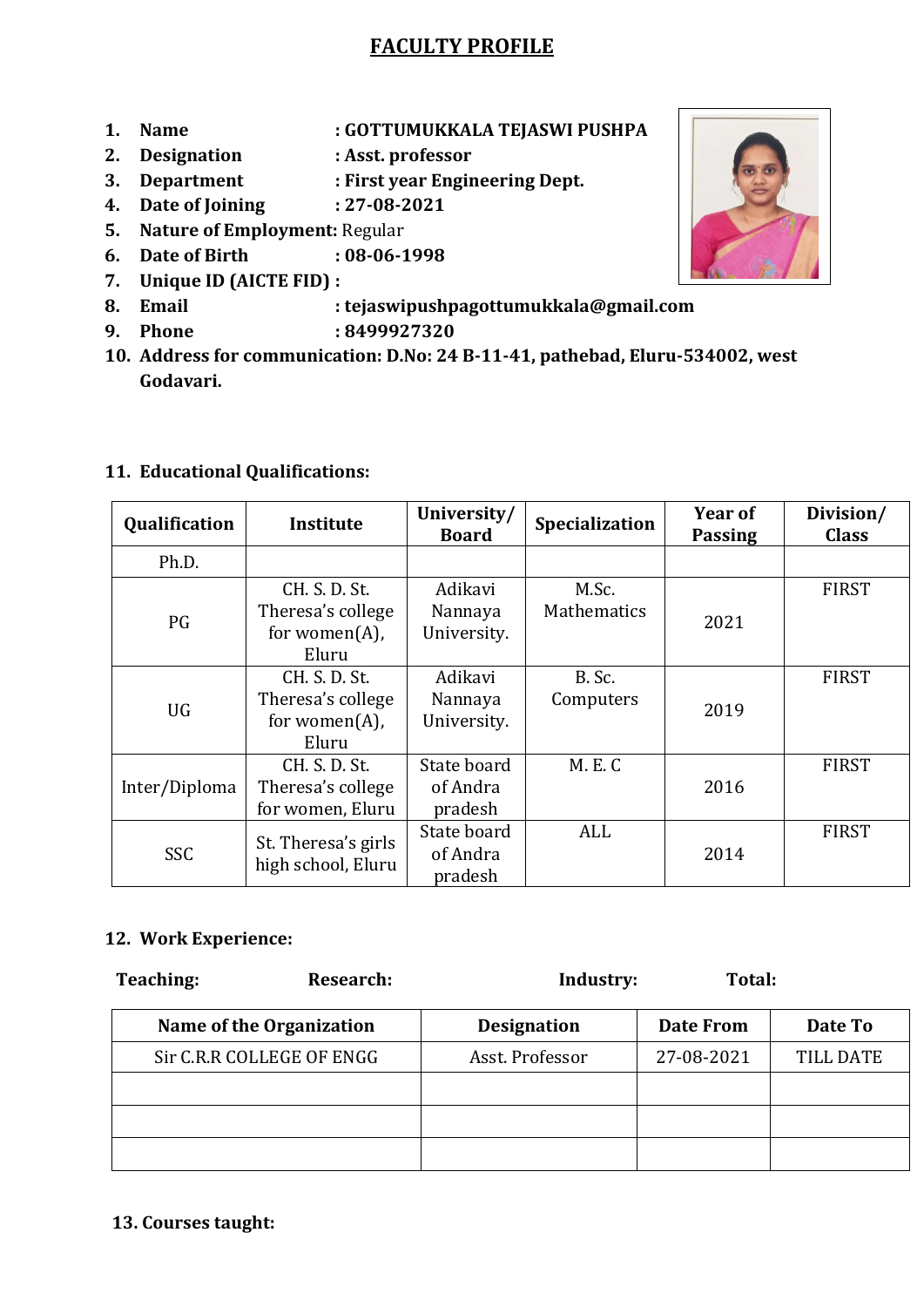# FACULTY PROFILE

1. **Name** : **GOTTUMUKKALA TEJASWI PUSHPA**
2. **Designation** : **Asst. professor**
3. **Department** : **First year Engineering Dept.**
4. **Date of Joining** : **27-08-2021**
5. **Nature of Employment:** Regular
6. **Date of Birth** : **08-06-1998**
7. **Unique ID (AICTE FID) :**
8. **Email** : **tejaswipushpagottumukkala@gmail.com**
9. **Phone** : **8499927320**
10. **Address for communication: D.No: 24 B-11-41, pathebad, Eluru-534002, west Godavari.**

## 11. Educational Qualifications:

| Qualification | Institute | University/ Board | Specialization | Year of Passing | Division/ Class |
|---|---|---|---|---|---|
| Ph.D. | | | | | |
| PG | CH. S. D. St. Theresa's college for women(A), Eluru | Adikavi Nannaya University. | M.Sc. Mathematics | 2021 | FIRST |
| UG | CH. S. D. St. Theresa's college for women(A), Eluru | Adikavi Nannaya University. | B. Sc. Computers | 2019 | FIRST |
| Inter/Diploma | CH. S. D. St. Theresa's college for women, Eluru | State board of Andra pradesh | M. E. C | 2016 | FIRST |
| SSC | St. Theresa's girls high school, Eluru | State board of Andra pradesh | ALL | 2014 | FIRST |

## 12. Work Experience:

**Teaching:** **Research:** **Industry:** **Total:**

| Name of the Organization | Designation | Date From | Date To |
|---|---|---|---|
| Sir C.R.R COLLEGE OF ENGG | Asst. Professor | 27-08-2021 | TILL DATE |
| | | | |
| | | | |
| | | | |

## 13. Courses taught: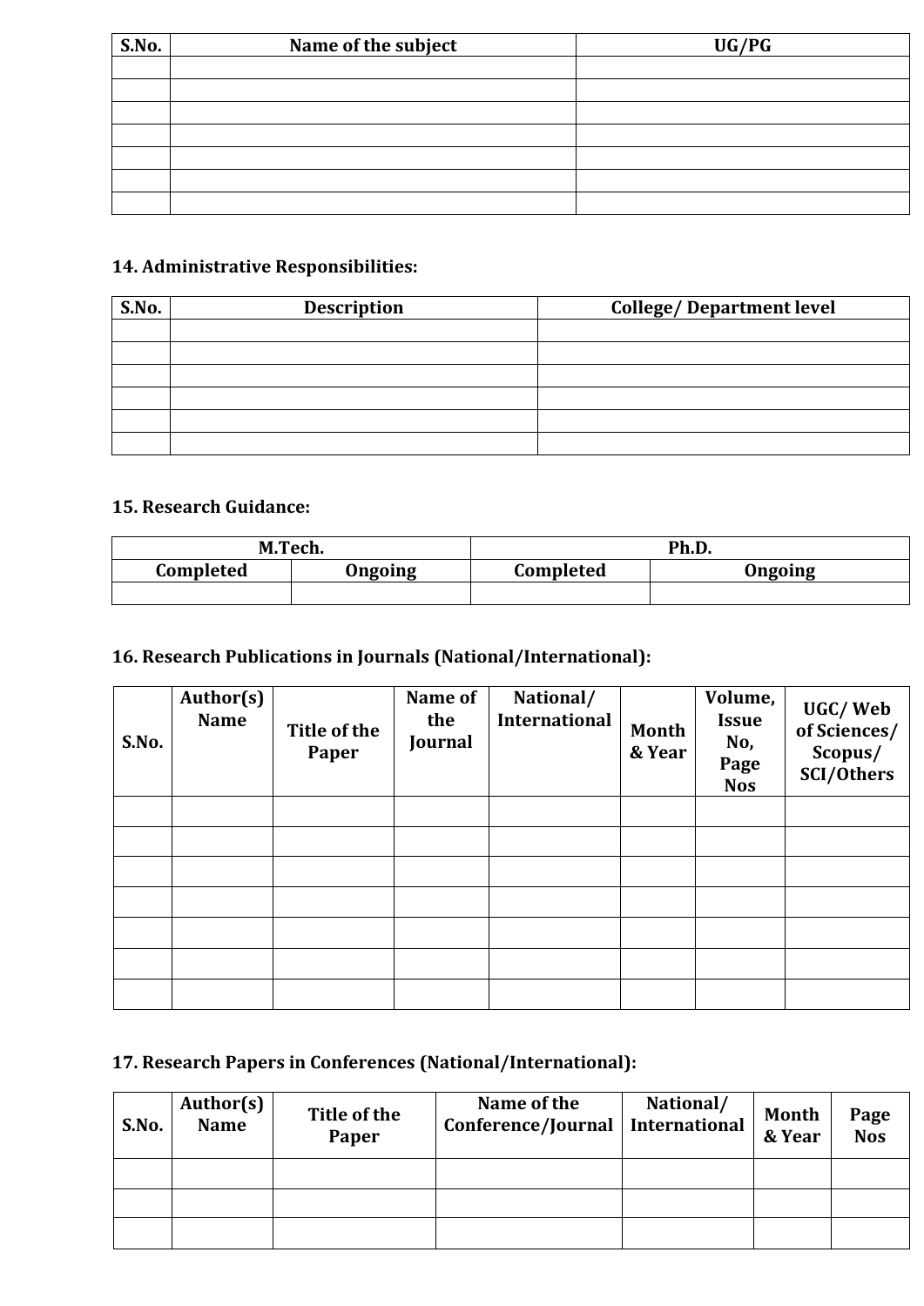| S.No. | Name of the subject | UG/PG |
|---|---|---|
| | | |
| | | |
| | | |
| | | |
| | | |
| | | |
| | | |

### 14. Administrative Responsibilities:

| S.No. | Description | College/ Department level |
|---|---|---|
| | | |
| | | |
| | | |
| | | |
| | | |
| | | |

### 15. Research Guidance:

| M.Tech. | | Ph.D. | |
|---|---|---|---|
| Completed | Ongoing | Completed | Ongoing |
| | | | |

### 16. Research Publications in Journals (National/International):

| S.No. | Author(s) Name | Title of the Paper | Name of the Journal | National/ International | Month & Year | Volume, Issue No, Page Nos | UGC/ Web of Sciences/ Scopus/ SCI/Others |
|---|---|---|---|---|---|---|---|
| | | | | | | | |
| | | | | | | | |
| | | | | | | | |
| | | | | | | | |
| | | | | | | | |
| | | | | | | | |
| | | | | | | | |

### 17. Research Papers in Conferences (National/International):

| S.No. | Author(s) Name | Title of the Paper | Name of the Conference/Journal | National/ International | Month & Year | Page Nos |
|---|---|---|---|---|---|---|
| | | | | | | |
| | | | | | | |
| | | | | | | |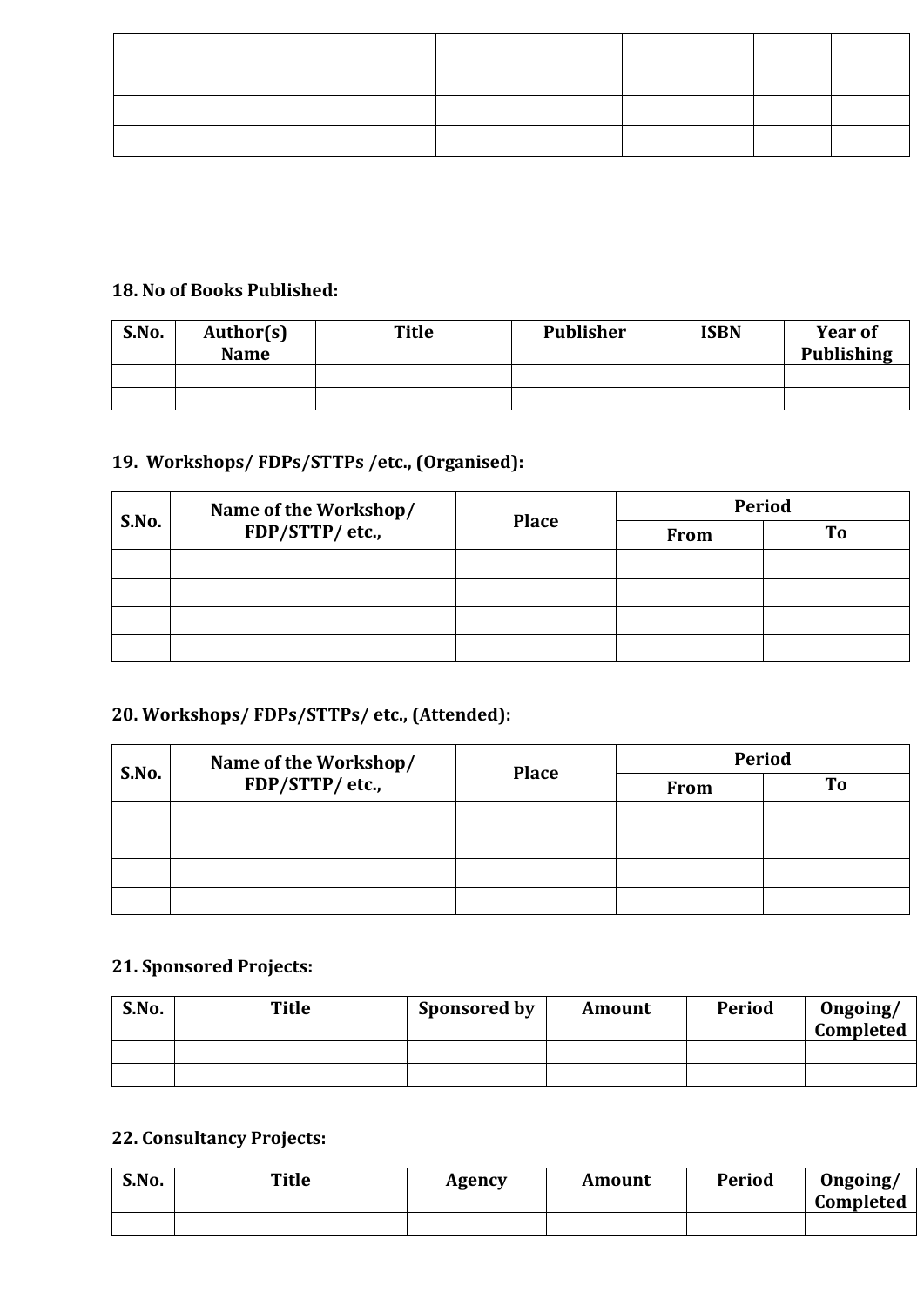| | | | | | | |
|---|---|---|---|---|---|---|
| | | | | | | |
| | | | | | | |
| | | | | | | |
| | | | | | | |

**18. No of Books Published:**

| S.No. | Author(s) Name | Title | Publisher | ISBN | Year of Publishing |
|---|---|---|---|---|---|
| | | | | | |
| | | | | | |

**19. Workshops/ FDPs/STTPs /etc., (Organised):**

| S.No. | Name of the Workshop/ FDP/STTP/ etc., | Place | Period | |
|---|---|---|---|---|
| | | | From | To |
| | | | | |
| | | | | |
| | | | | |
| | | | | |

**20. Workshops/ FDPs/STTPs/ etc., (Attended):**

| S.No. | Name of the Workshop/ FDP/STTP/ etc., | Place | Period | |
|---|---|---|---|---|
| | | | From | To |
| | | | | |
| | | | | |
| | | | | |
| | | | | |

**21. Sponsored Projects:**

| S.No. | Title | Sponsored by | Amount | Period | Ongoing/ Completed |
|---|---|---|---|---|---|
| | | | | | |
| | | | | | |

**22. Consultancy Projects:**

| S.No. | Title | Agency | Amount | Period | Ongoing/ Completed |
|---|---|---|---|---|---|
| | | | | | |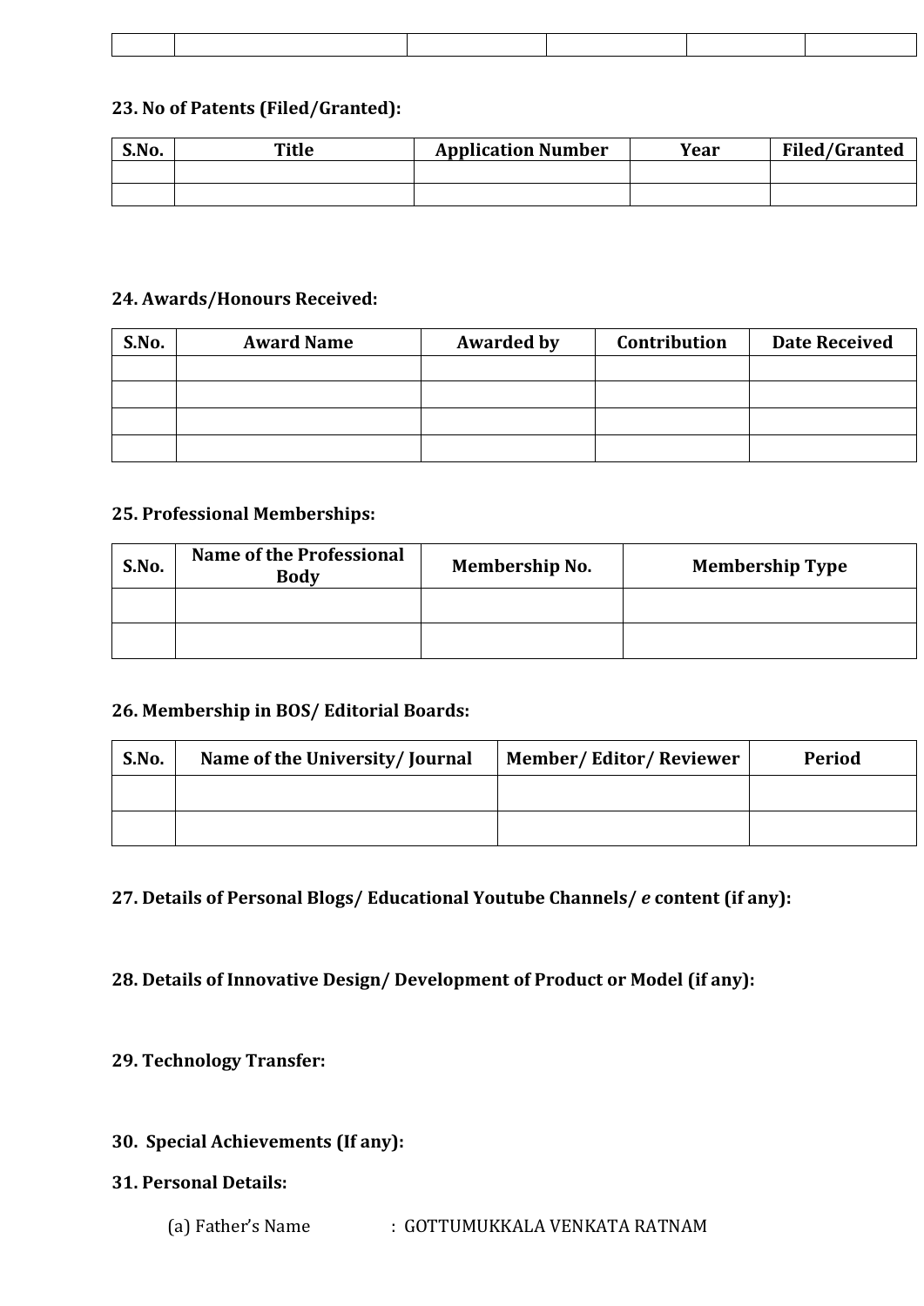| | | | | | |
|---|---|---|---|---|---|
| | | | | | |

**23. No of Patents (Filed/Granted):**

| S.No. | Title | Application Number | Year | Filed/Granted |
|---|---|---|---|---|
| | | | | |
| | | | | |

**24. Awards/Honours Received:**

| S.No. | Award Name | Awarded by | Contribution | Date Received |
|---|---|---|---|---|
| | | | | |
| | | | | |
| | | | | |
| | | | | |

**25. Professional Memberships:**

| S.No. | Name of the Professional Body | Membership No. | Membership Type |
|---|---|---|---|
| | | | |
| | | | |

**26. Membership in BOS/ Editorial Boards:**

| S.No. | Name of the University/ Journal | Member/ Editor/ Reviewer | Period |
|---|---|---|---|
| | | | |
| | | | |

**27. Details of Personal Blogs/ Educational Youtube Channels/ *e* content (if any):**

**28. Details of Innovative Design/ Development of Product or Model (if any):**

**29. Technology Transfer:**

**30. Special Achievements (If any):**

**31. Personal Details:**

(a) Father's Name : GOTTUMUKKALA VENKATA RATNAM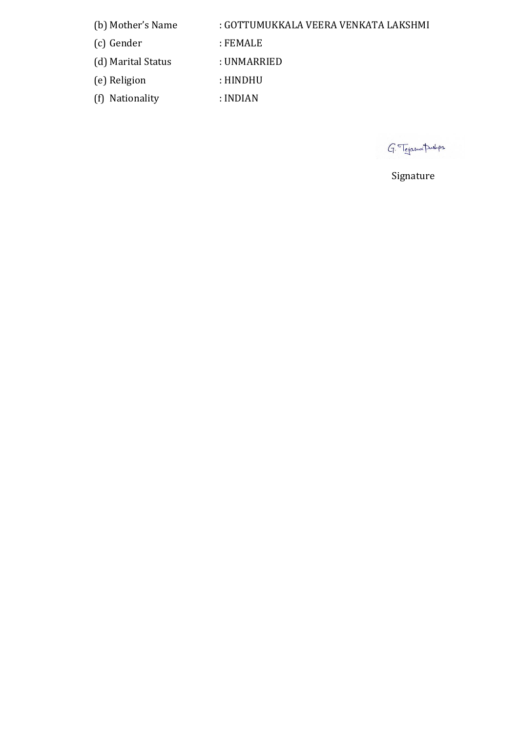(b) Mother's Name : GOTTUMUKKALA VEERA VENKATA LAKSHMI

(c) Gender : FEMALE

(d) Marital Status : UNMARRIED

(e) Religion : HINDHU

(f) Nationality : INDIAN

G. Tejaswi Pushpa

Signature